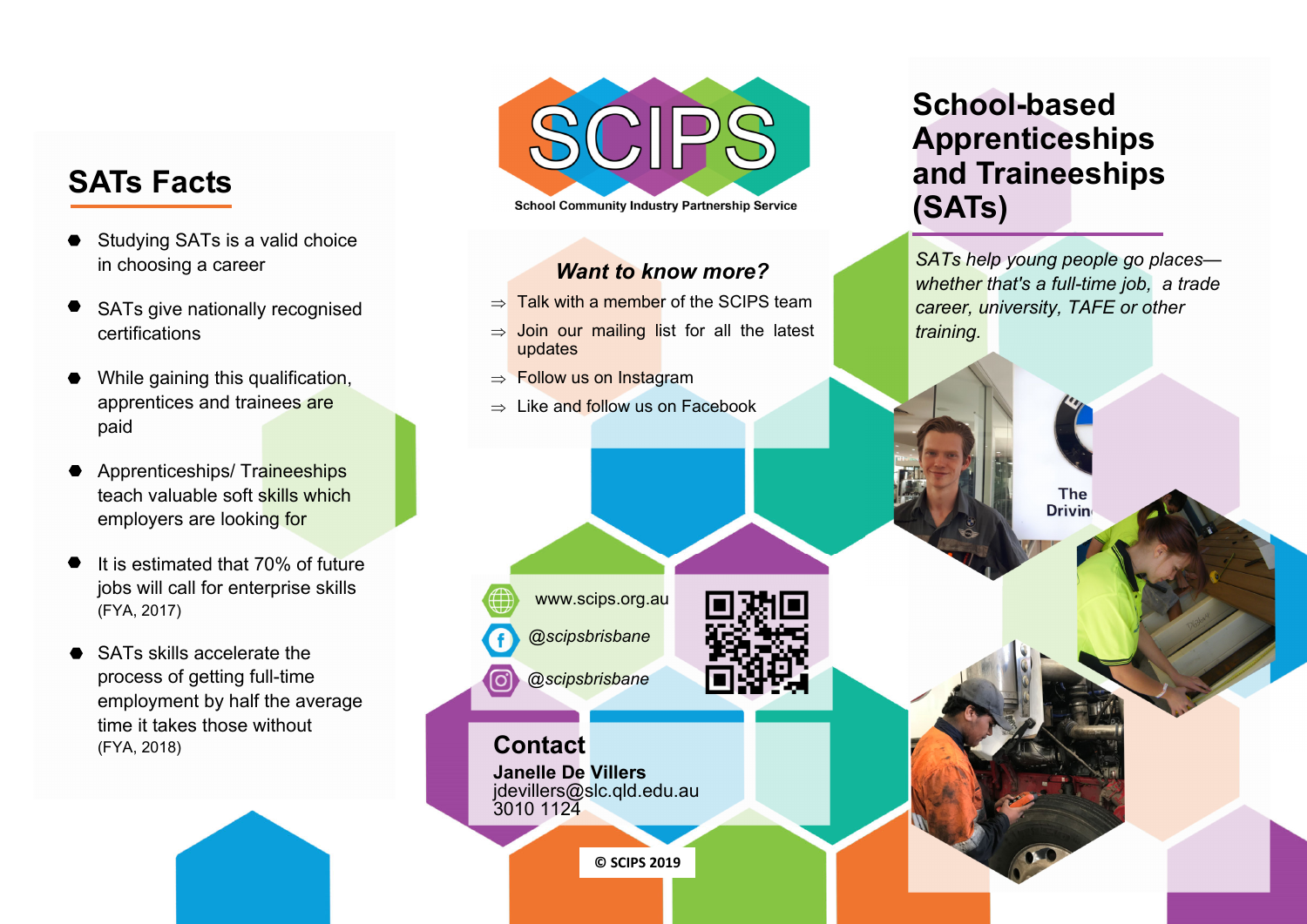## SATs Facts

- Studying SATs is a valid choice in choosing a career
- SATs give nationally recognised certifications
- While gaining this qualification, apprentices and trainees are paid
- Apprenticeships/ Traineeships teach valuable soft skills which employers are looking for
- It is estimated that 70% of future jobs will call for enterprise skills (FYA, 2017)
- SATs skills accelerate the process of getting full-time employment by half the average time it takes those without (FYA, 2018)

**SCIPS**

School Community Industry Partnership Service

### *Want to know more?*

⇒ Talk with a member of the SCIPS team

⇒ Join our mailing list for all the latest updates

⇒ Follow us on Instagram

⇒ Like and follow us on Facebook

www.scips.org.au

*@scipsbrisbane*

*@scipsbrisbane*

### Contact

**Janelle De Villers**
jdevillers@slc.qld.edu.au
3010 1124

© SCIPS 2019

# School-based Apprenticeships and Traineeships (SATs)

*SATs help young people go places—whether that's a full-time job, a trade career, university, TAFE or other training.*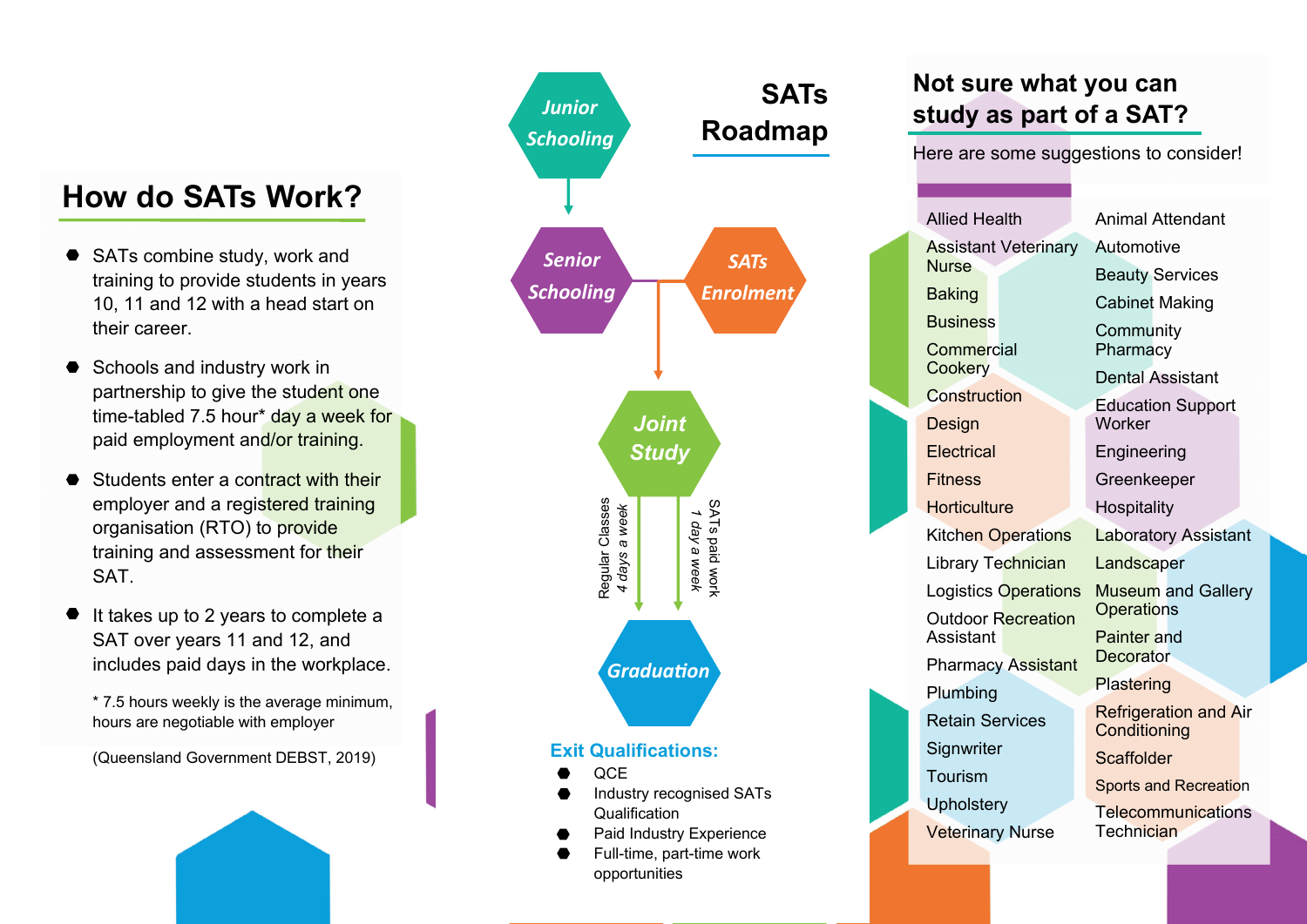## How do SATs Work?

- SATs combine study, work and training to provide students in years 10, 11 and 12 with a head start on their career.
- Schools and industry work in partnership to give the student one time-tabled 7.5 hour* day a week for paid employment and/or training.
- Students enter a contract with their employer and a registered training organisation (RTO) to provide training and assessment for their SAT.
- It takes up to 2 years to complete a SAT over years 11 and 12, and includes paid days in the workplace.

\* 7.5 hours weekly is the average minimum, hours are negotiable with employer

(Queensland Government DEBST, 2019)

## SATs Roadmap

Junior Schooling

Senior Schooling

SATs Enrolment

Joint Study

Regular Classes 4 days a week

SATs paid work 1 day a week

Graduation

**Exit Qualifications:**

- QCE
- Industry recognised SATs Qualification
- Paid Industry Experience
- Full-time, part-time work opportunities

## Not sure what you can study as part of a SAT?

Here are some suggestions to consider!

- Allied Health
- Assistant Veterinary Nurse
- Baking
- Business
- Commercial Cookery
- Construction
- Design
- Electrical
- Fitness
- Horticulture
- Kitchen Operations
- Library Technician
- Logistics Operations
- Outdoor Recreation Assistant
- Pharmacy Assistant
- Plumbing
- Retain Services
- Signwriter
- Tourism
- Upholstery
- Veterinary Nurse
- Animal Attendant
- Automotive
- Beauty Services
- Cabinet Making
- Community Pharmacy
- Dental Assistant
- Education Support Worker
- Engineering
- Greenkeeper
- Hospitality
- Laboratory Assistant
- Landscaper
- Museum and Gallery Operations
- Painter and Decorator
- Plastering
- Refrigeration and Air Conditioning
- Scaffolder
- Sports and Recreation
- Telecommunications Technician